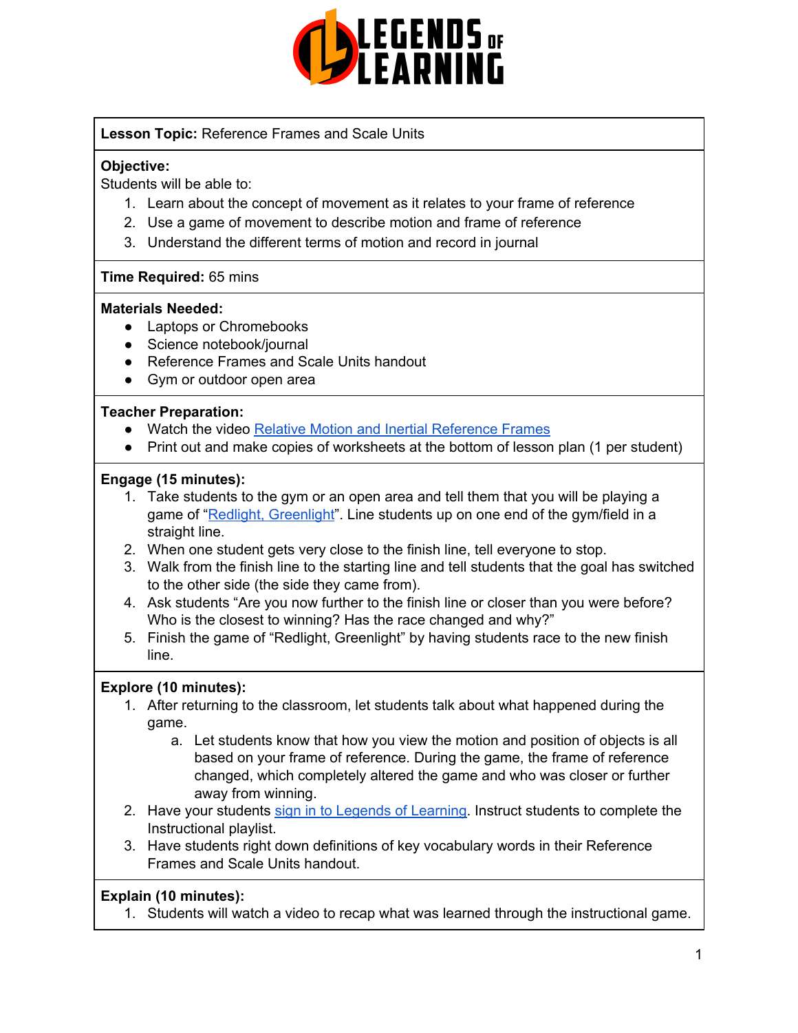**Lesson Topic:** Reference Frames and Scale Units

**Objective:**
Students will be able to:

1. Learn about the concept of movement as it relates to your frame of reference
2. Use a game of movement to describe motion and frame of reference
3. Understand the different terms of motion and record in journal

**Time Required:** 65 mins

**Materials Needed:**

- Laptops or Chromebooks
- Science notebook/journal
- Reference Frames and Scale Units handout
- Gym or outdoor open area

**Teacher Preparation:**

- Watch the video Relative Motion and Inertial Reference Frames
- Print out and make copies of worksheets at the bottom of lesson plan (1 per student)

**Engage (15 minutes):**

1. Take students to the gym or an open area and tell them that you will be playing a game of "Redlight, Greenlight". Line students up on one end of the gym/field in a straight line.
2. When one student gets very close to the finish line, tell everyone to stop.
3. Walk from the finish line to the starting line and tell students that the goal has switched to the other side (the side they came from).
4. Ask students "Are you now further to the finish line or closer than you were before? Who is the closest to winning? Has the race changed and why?"
5. Finish the game of "Redlight, Greenlight" by having students race to the new finish line.

**Explore (10 minutes):**

1. After returning to the classroom, let students talk about what happened during the game.
   a. Let students know that how you view the motion and position of objects is all based on your frame of reference. During the game, the frame of reference changed, which completely altered the game and who was closer or further away from winning.
2. Have your students sign in to Legends of Learning. Instruct students to complete the Instructional playlist.
3. Have students right down definitions of key vocabulary words in their Reference Frames and Scale Units handout.

**Explain (10 minutes):**

1. Students will watch a video to recap what was learned through the instructional game.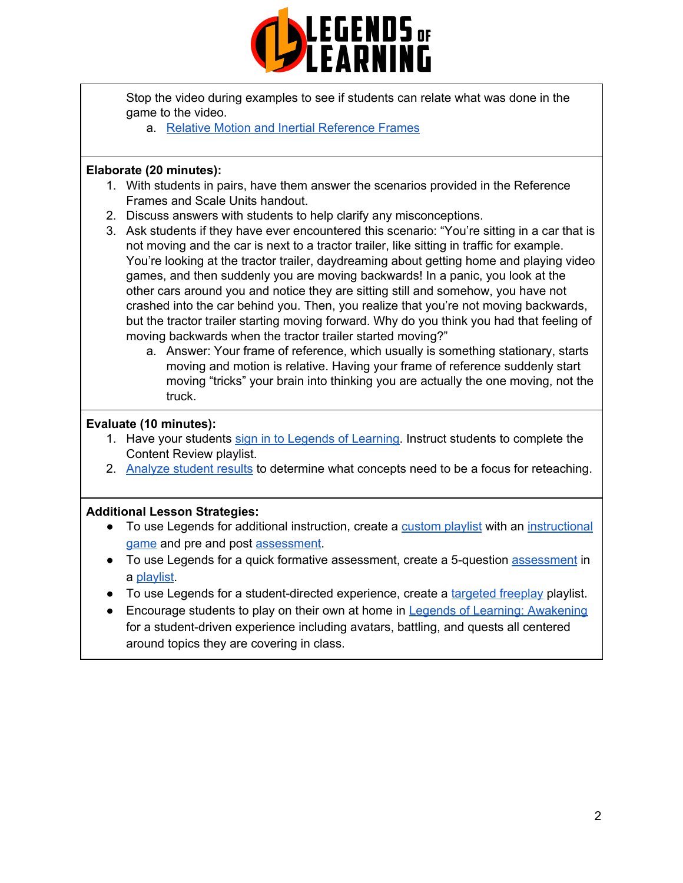Stop the video during examples to see if students can relate what was done in the game to the video.

a. Relative Motion and Inertial Reference Frames

**Elaborate (20 minutes):**

1. With students in pairs, have them answer the scenarios provided in the Reference Frames and Scale Units handout.
2. Discuss answers with students to help clarify any misconceptions.
3. Ask students if they have ever encountered this scenario: "You're sitting in a car that is not moving and the car is next to a tractor trailer, like sitting in traffic for example. You're looking at the tractor trailer, daydreaming about getting home and playing video games, and then suddenly you are moving backwards! In a panic, you look at the other cars around you and notice they are sitting still and somehow, you have not crashed into the car behind you. Then, you realize that you're not moving backwards, but the tractor trailer starting moving forward. Why do you think you had that feeling of moving backwards when the tractor trailer started moving?"
    a. Answer: Your frame of reference, which usually is something stationary, starts moving and motion is relative. Having your frame of reference suddenly start moving "tricks" your brain into thinking you are actually the one moving, not the truck.

**Evaluate (10 minutes):**

1. Have your students sign in to Legends of Learning. Instruct students to complete the Content Review playlist.
2. Analyze student results to determine what concepts need to be a focus for reteaching.

**Additional Lesson Strategies:**

- To use Legends for additional instruction, create a custom playlist with an instructional game and pre and post assessment.
- To use Legends for a quick formative assessment, create a 5-question assessment in a playlist.
- To use Legends for a student-directed experience, create a targeted freeplay playlist.
- Encourage students to play on their own at home in Legends of Learning: Awakening for a student-driven experience including avatars, battling, and quests all centered around topics they are covering in class.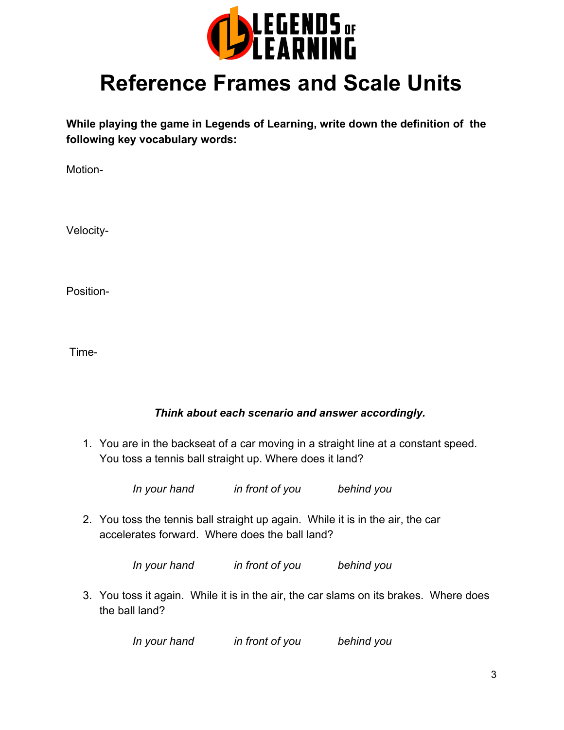# Reference Frames and Scale Units

**While playing the game in Legends of Learning, write down the definition of the following key vocabulary words:**

Motion-

Velocity-

Position-

Time-

***Think about each scenario and answer accordingly.***

1. You are in the backseat of a car moving in a straight line at a constant speed. You toss a tennis ball straight up. Where does it land?

   *In your hand*   *in front of you*   *behind you*

2. You toss the tennis ball straight up again. While it is in the air, the car accelerates forward. Where does the ball land?

   *In your hand*   *in front of you*   *behind you*

3. You toss it again. While it is in the air, the car slams on its brakes. Where does the ball land?

   *In your hand*   *in front of you*   *behind you*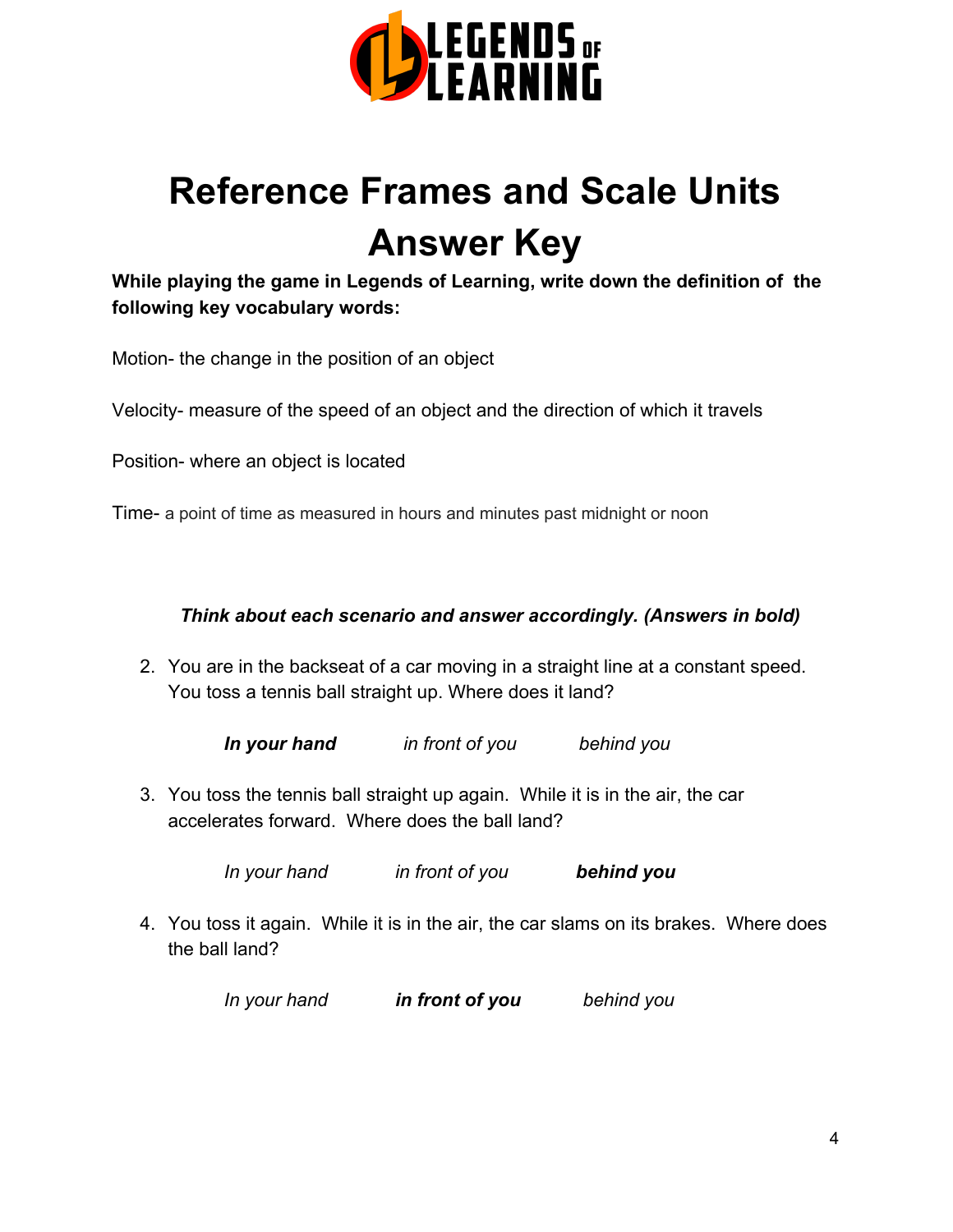LEGENDS OF LEARNING

# Reference Frames and Scale Units Answer Key

**While playing the game in Legends of Learning, write down the definition of the following key vocabulary words:**

Motion- the change in the position of an object

Velocity- measure of the speed of an object and the direction of which it travels

Position- where an object is located

Time- a point of time as measured in hours and minutes past midnight or noon

***Think about each scenario and answer accordingly. (Answers in bold)***

2. You are in the backseat of a car moving in a straight line at a constant speed. You toss a tennis ball straight up. Where does it land?

   ***In your hand*** *in front of you* *behind you*

3. You toss the tennis ball straight up again. While it is in the air, the car accelerates forward. Where does the ball land?

   *In your hand* *in front of you* ***behind you***

4. You toss it again. While it is in the air, the car slams on its brakes. Where does the ball land?

   *In your hand* ***in front of you*** *behind you*